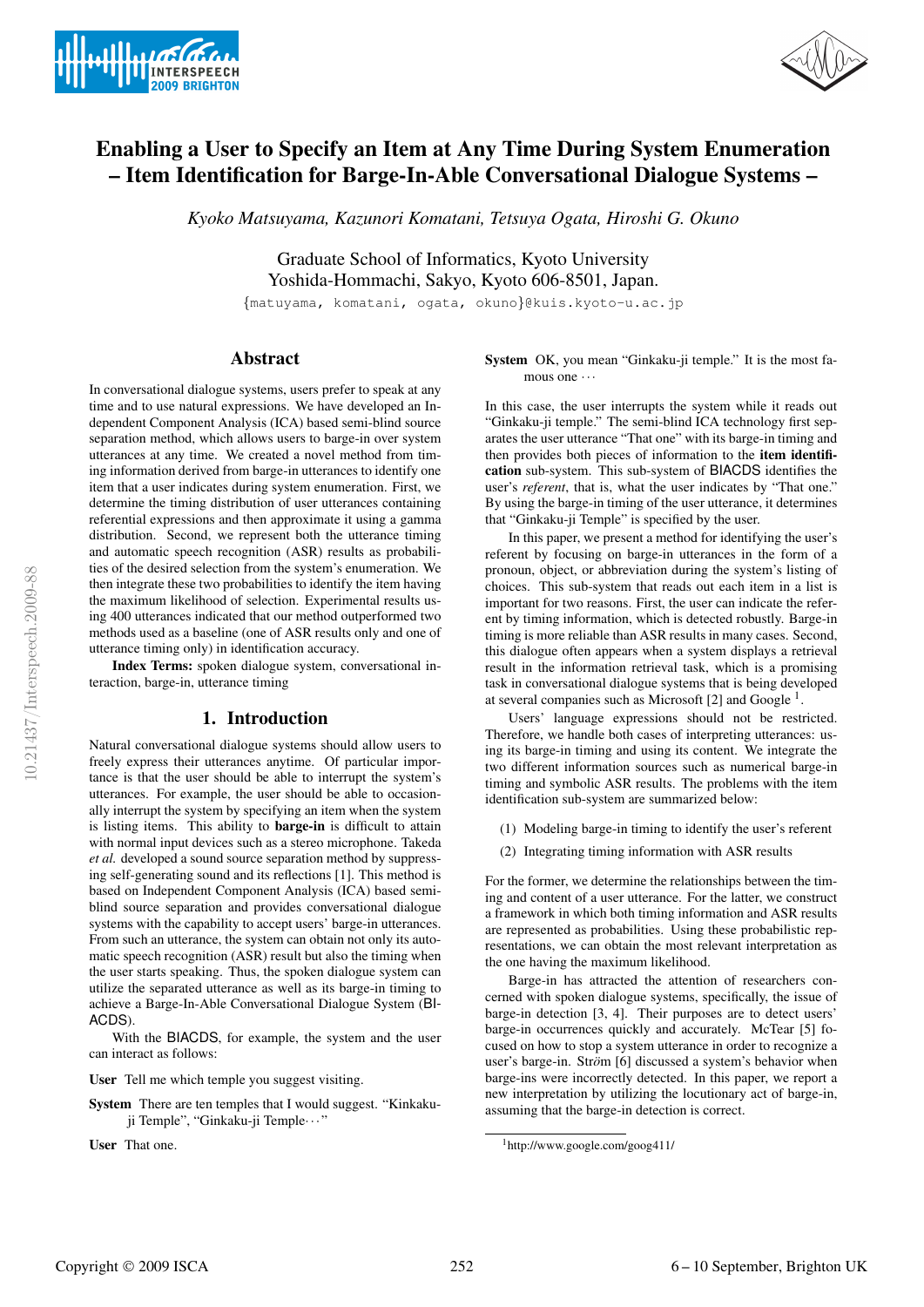# Enabling a User to Specify an Item at Any Time During System Enumeration – Item Identification for Barge-In-Able Conversational Dialogue Systems –

*Kyoko Matsuyama, Kazunori Komatani, Tetsuya Ogata, Hiroshi G. Okuno*

Graduate School of Informatics, Kyoto University
Yoshida-Hommachi, Sakyo, Kyoto 606-8501, Japan.
{matuyama, komatani, ogata, okuno}@kuis.kyoto-u.ac.jp

## Abstract

In conversational dialogue systems, users prefer to speak at any time and to use natural expressions. We have developed an Independent Component Analysis (ICA) based semi-blind source separation method, which allows users to barge-in over system utterances at any time. We created a novel method from timing information derived from barge-in utterances to identify one item that a user indicates during system enumeration. First, we determine the timing distribution of user utterances containing referential expressions and then approximate it using a gamma distribution. Second, we represent both the utterance timing and automatic speech recognition (ASR) results as probabilities of the desired selection from the system's enumeration. We then integrate these two probabilities to identify the item having the maximum likelihood of selection. Experimental results using 400 utterances indicated that our method outperformed two methods used as a baseline (one of ASR results only and one of utterance timing only) in identification accuracy.

**Index Terms:** spoken dialogue system, conversational interaction, barge-in, utterance timing

## 1. Introduction

Natural conversational dialogue systems should allow users to freely express their utterances anytime. Of particular importance is that the user should be able to interrupt the system's utterances. For example, the user should be able to occasionally interrupt the system by specifying an item when the system is listing items. This ability to **barge-in** is difficult to attain with normal input devices such as a stereo microphone. Takeda *et al.* developed a sound source separation method by suppressing self-generating sound and its reflections [1]. This method is based on Independent Component Analysis (ICA) based semi-blind source separation and provides conversational dialogue systems with the capability to accept users' barge-in utterances. From such an utterance, the system can obtain not only its automatic speech recognition (ASR) result but also the timing when the user starts speaking. Thus, the spoken dialogue system can utilize the separated utterance as well as its barge-in timing to achieve a Barge-In-Able Conversational Dialogue System (BIACDS).

With the BIACDS, for example, the system and the user can interact as follows:

**User** Tell me which temple you suggest visiting.

**System** There are ten temples that I would suggest. "Kinkaku-ji Temple", "Ginkaku-ji Temple···"

**User** That one.

**System** OK, you mean "Ginkaku-ji temple." It is the most famous one ···

In this case, the user interrupts the system while it reads out "Ginkaku-ji temple." The semi-blind ICA technology first separates the user utterance "That one" with its barge-in timing and then provides both pieces of information to the **item identification** sub-system. This sub-system of BIACDS identifies the user's *referent*, that is, what the user indicates by "That one." By using the barge-in timing of the user utterance, it determines that "Ginkaku-ji Temple" is specified by the user.

In this paper, we present a method for identifying the user's referent by focusing on barge-in utterances in the form of a pronoun, object, or abbreviation during the system's listing of choices. This sub-system that reads out each item in a list is important for two reasons. First, the user can indicate the referent by timing information, which is detected robustly. Barge-in timing is more reliable than ASR results in many cases. Second, this dialogue often appears when a system displays a retrieval result in the information retrieval task, which is a promising task in conversational dialogue systems that is being developed at several companies such as Microsoft [2] and Google [1].

Users' language expressions should not be restricted. Therefore, we handle both cases of interpreting utterances: using its barge-in timing and using its content. We integrate the two different information sources such as numerical barge-in timing and symbolic ASR results. The problems with the item identification sub-system are summarized below:

(1) Modeling barge-in timing to identify the user's referent

(2) Integrating timing information with ASR results

For the former, we determine the relationships between the timing and content of a user utterance. For the latter, we construct a framework in which both timing information and ASR results are represented as probabilities. Using these probabilistic representations, we can obtain the most relevant interpretation as the one having the maximum likelihood.

Barge-in has attracted the attention of researchers concerned with spoken dialogue systems, specifically, the issue of barge-in detection [3, 4]. Their purposes are to detect users' barge-in occurrences quickly and accurately. McTear [5] focused on how to stop a system utterance in order to recognize a user's barge-in. Ström [6] discussed a system's behavior when barge-ins were incorrectly detected. In this paper, we report a new interpretation by utilizing the locutionary act of barge-in, assuming that the barge-in detection is correct.

[1] http://www.google.com/goog411/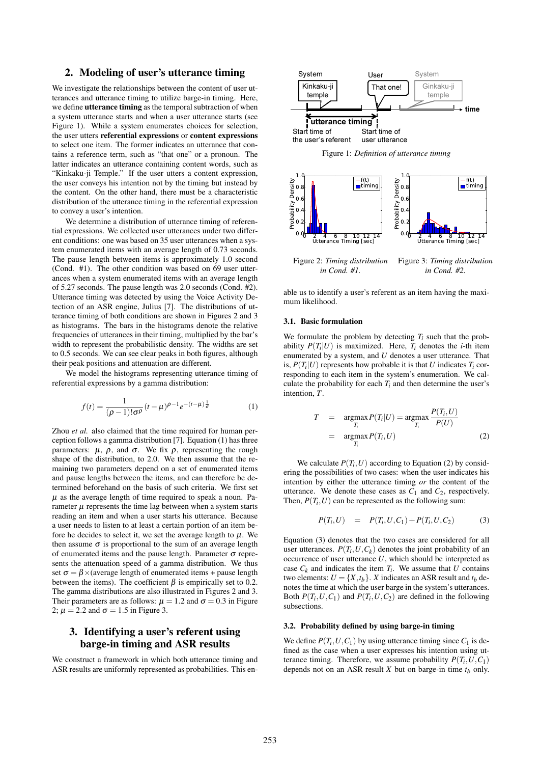## 2. Modeling of user's utterance timing

We investigate the relationships between the content of user utterances and utterance timing to utilize barge-in timing. Here, we define **utterance timing** as the temporal subtraction of when a system utterance starts and when a user utterance starts (see Figure 1). While a system enumerates choices for selection, the user utters **referential expressions** or **content expressions** to select one item. The former indicates an utterance that contains a reference term, such as "that one" or a pronoun. The latter indicates an utterance containing content words, such as "Kinkaku-ji Temple." If the user utters a content expression, the user conveys his intention not by the timing but instead by the content. On the other hand, there must be a characteristic distribution of the utterance timing in the referential expression to convey a user's intention.

We determine a distribution of utterance timing of referential expressions. We collected user utterances under two different conditions: one was based on 35 user utterances when a system enumerated items with an average length of 0.73 seconds. The pause length between items is approximately 1.0 second (Cond. #1). The other condition was based on 69 user utterances when a system enumerated items with an average length of 5.27 seconds. The pause length was 2.0 seconds (Cond. #2). Utterance timing was detected by using the Voice Activity Detection of an ASR engine, Julius [7]. The distributions of utterance timing of both conditions are shown in Figures 2 and 3 as histograms. The bars in the histograms denote the relative frequencies of utterances in their timing, multiplied by the bar's width to represent the probabilistic density. The widths are set to 0.5 seconds. We can see clear peaks in both figures, although their peak positions and attenuation are different.

We model the histograms representing utterance timing of referential expressions by a gamma distribution:

$$f(t) = \frac{1}{(\rho-1)!\sigma^{\rho}}(t-\mu)^{\rho-1}e^{-(t-\mu)\frac{1}{\sigma}} \tag{1}$$

Zhou *et al.* also claimed that the time required for human perception follows a gamma distribution [7]. Equation (1) has three parameters: $\mu$, $\rho$, and $\sigma$. We fix $\rho$, representing the rough shape of the distribution, to 2.0. We then assume that the remaining two parameters depend on a set of enumerated items and pause lengths between the items, and can therefore be determined beforehand on the basis of such criteria. We first set $\mu$ as the average length of time required to speak a noun. Parameter $\mu$ represents the time lag between when a system starts reading an item and when a user starts his utterance. Because a user needs to listen to at least a certain portion of an item before he decides to select it, we set the average length to $\mu$. We then assume $\sigma$ is proportional to the sum of an average length of enumerated items and the pause length. Parameter $\sigma$ represents the attenuation speed of a gamma distribution. We thus set $\sigma = \beta\times$(average length of enumerated items + pause length between the items). The coefficient $\beta$ is empirically set to 0.2. The gamma distributions are also illustrated in Figures 2 and 3. Their parameters are as follows: $\mu = 1.2$ and $\sigma = 0.3$ in Figure 2; $\mu = 2.2$ and $\sigma = 1.5$ in Figure 3.

## 3. Identifying a user's referent using barge-in timing and ASR results

We construct a framework in which both utterance timing and ASR results are uniformly represented as probabilities. This enable us to identify a user's referent as an item having the maximum likelihood.

Figure 1: *Definition of utterance timing*

Figure 2: *Timing distribution in Cond. #1.*

Figure 3: *Timing distribution in Cond. #2.*

### 3.1. Basic formulation

We formulate the problem by detecting $T_i$ such that the probability $P(T_i|U)$ is maximized. Here, $T_i$ denotes the $i$-th item enumerated by a system, and $U$ denotes a user utterance. That is, $P(T_i|U)$ represents how probable it is that $U$ indicates $T_i$ corresponding to each item in the system's enumeration. We calculate the probability for each $T_i$ and then determine the user's intention, $T$.

$$\begin{aligned} T &= \underset{T_i}{\operatorname{argmax}}\, P(T_i|U) = \underset{T_i}{\operatorname{argmax}}\, \frac{P(T_i,U)}{P(U)} \\ &= \underset{T_i}{\operatorname{argmax}}\, P(T_i,U) \end{aligned} \tag{2}$$

We calculate $P(T_i,U)$ according to Equation (2) by considering the possibilities of two cases: when the user indicates his intention by either the utterance timing *or* the content of the utterance. We denote these cases as $C_1$ and $C_2$, respectively. Then, $P(T_i,U)$ can be represented as the following sum:

$$P(T_i,U) = P(T_i,U,C_1) + P(T_i,U,C_2) \tag{3}$$

Equation (3) denotes that the two cases are considered for all user utterances. $P(T_i,U,C_k)$ denotes the joint probability of an occurrence of user utterance $U$, which should be interpreted as case $C_k$ and indicates the item $T_i$. We assume that $U$ contains two elements: $U = \{X,t_b\}$. $X$ indicates an ASR result and $t_b$ denotes the time at which the user barge in the system's utterances. Both $P(T_i,U,C_1)$ and $P(T_i,U,C_2)$ are defined in the following subsections.

### 3.2. Probability defined by using barge-in timing

We define $P(T_i,U,C_1)$ by using utterance timing since $C_1$ is defined as the case when a user expresses his intention using utterance timing. Therefore, we assume probability $P(T_i,U,C_1)$ depends not on an ASR result $X$ but on barge-in time $t_b$ only.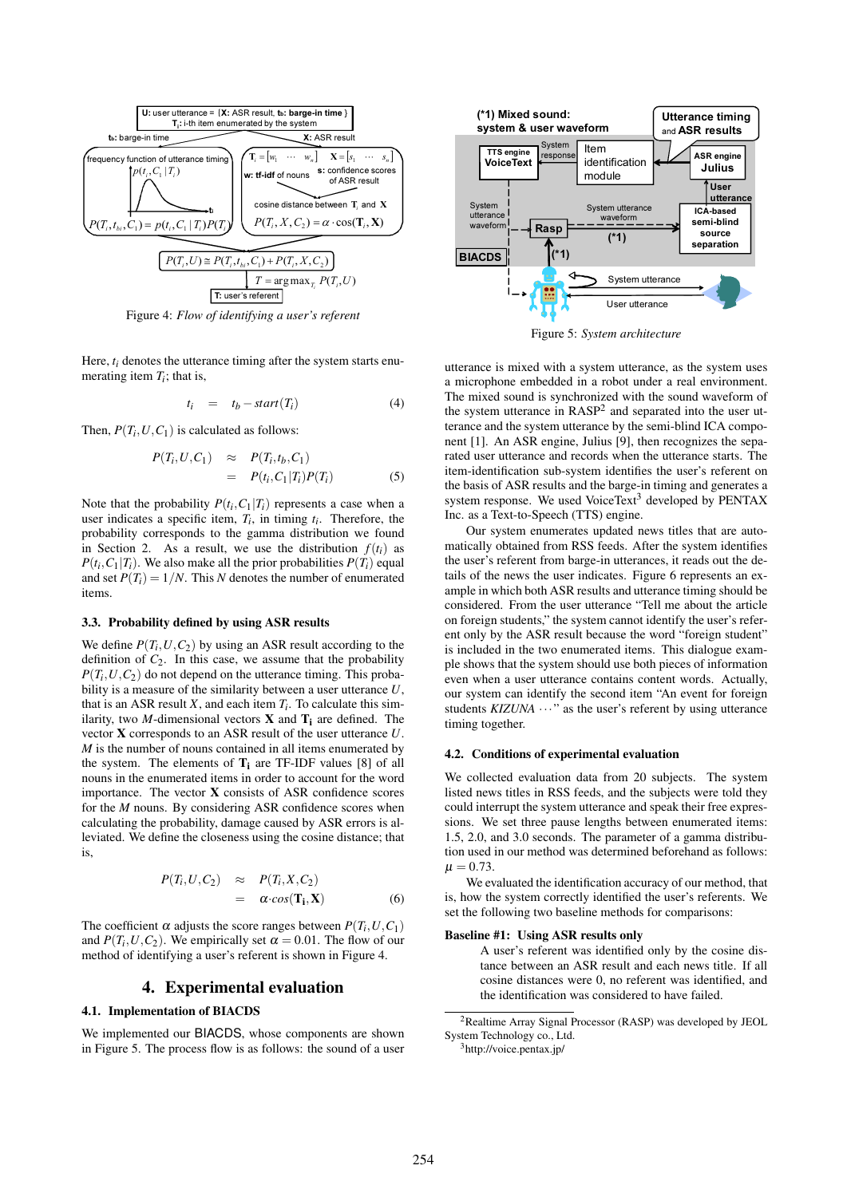Figure 4: *Flow of identifying a user's referent*

Here, $t_i$ denotes the utterance timing after the system starts enumerating item $T_i$; that is,

$$t_i = t_b - start(T_i) \tag{4}$$

Then, $P(T_i, U, C_1)$ is calculated as follows:

$$\begin{aligned} P(T_i, U, C_1) &\approx P(T_i, t_b, C_1) \\ &= P(t_i, C_1 | T_i) P(T_i) \end{aligned} \tag{5}$$

Note that the probability $P(t_i, C_1 | T_i)$ represents a case when a user indicates a specific item, $T_i$, in timing $t_i$. Therefore, the probability corresponds to the gamma distribution we found in Section 2. As a result, we use the distribution $f(t_i)$ as $P(t_i, C_1 | T_i)$. We also make all the prior probabilities $P(T_i)$ equal and set $P(T_i) = 1/N$. This $N$ denotes the number of enumerated items.

### 3.3. Probability defined by using ASR results

We define $P(T_i, U, C_2)$ by using an ASR result according to the definition of $C_2$. In this case, we assume that the probability $P(T_i, U, C_2)$ do not depend on the utterance timing. This probability is a measure of the similarity between a user utterance $U$, that is an ASR result $X$, and each item $T_i$. To calculate this similarity, two $M$-dimensional vectors $\mathbf{X}$ and $\mathbf{T_i}$ are defined. The vector $\mathbf{X}$ corresponds to an ASR result of the user utterance $U$. $M$ is the number of nouns contained in all items enumerated by the system. The elements of $\mathbf{T_i}$ are TF-IDF values [8] of all nouns in the enumerated items in order to account for the word importance. The vector $\mathbf{X}$ consists of ASR confidence scores for the $M$ nouns. By considering ASR confidence scores when calculating the probability, damage caused by ASR errors is alleviated. We define the closeness using the cosine distance; that is,

$$\begin{aligned} P(T_i, U, C_2) &\approx P(T_i, X, C_2) \\ &= \alpha \cdot cos(\mathbf{T_i}, \mathbf{X}) \end{aligned} \tag{6}$$

The coefficient $\alpha$ adjusts the score ranges between $P(T_i, U, C_1)$ and $P(T_i, U, C_2)$. We empirically set $\alpha = 0.01$. The flow of our method of identifying a user's referent is shown in Figure 4.

## 4. Experimental evaluation

### 4.1. Implementation of BIACDS

We implemented our BIACDS, whose components are shown in Figure 5. The process flow is as follows: the sound of a user utterance is mixed with a system utterance, as the system uses a microphone embedded in a robot under a real environment. The mixed sound is synchronized with the sound waveform of the system utterance in RASP[2] and separated into the user utterance and the system utterance by the semi-blind ICA component [1]. An ASR engine, Julius [9], then recognizes the separated user utterance and records when the utterance starts. The item-identification sub-system identifies the user's referent on the basis of ASR results and the barge-in timing and generates a system response. We used VoiceText[3] developed by PENTAX Inc. as a Text-to-Speech (TTS) engine.

Figure 5: *System architecture*

Our system enumerates updated news titles that are automatically obtained from RSS feeds. After the system identifies the user's referent from barge-in utterances, it reads out the details of the news the user indicates. Figure 6 represents an example in which both ASR results and utterance timing should be considered. From the user utterance "Tell me about the article on foreign students," the system cannot identify the user's referent only by the ASR result because the word "foreign student" is included in the two enumerated items. This dialogue example shows that the system should use both pieces of information even when a user utterance contains content words. Actually, our system can identify the second item "An event for foreign students *KIZUNA* ···" as the user's referent by using utterance timing together.

### 4.2. Conditions of experimental evaluation

We collected evaluation data from 20 subjects. The system listed news titles in RSS feeds, and the subjects were told they could interrupt the system utterance and speak their free expressions. We set three pause lengths between enumerated items: 1.5, 2.0, and 3.0 seconds. The parameter of a gamma distribution used in our method was determined beforehand as follows: $\mu = 0.73$.

We evaluated the identification accuracy of our method, that is, how the system correctly identified the user's referents. We set the following two baseline methods for comparisons:

**Baseline #1: Using ASR results only**

A user's referent was identified only by the cosine distance between an ASR result and each news title. If all cosine distances were 0, no referent was identified, and the identification was considered to have failed.

[2] Realtime Array Signal Processor (RASP) was developed by JEOL System Technology co., Ltd.

[3] http://voice.pentax.jp/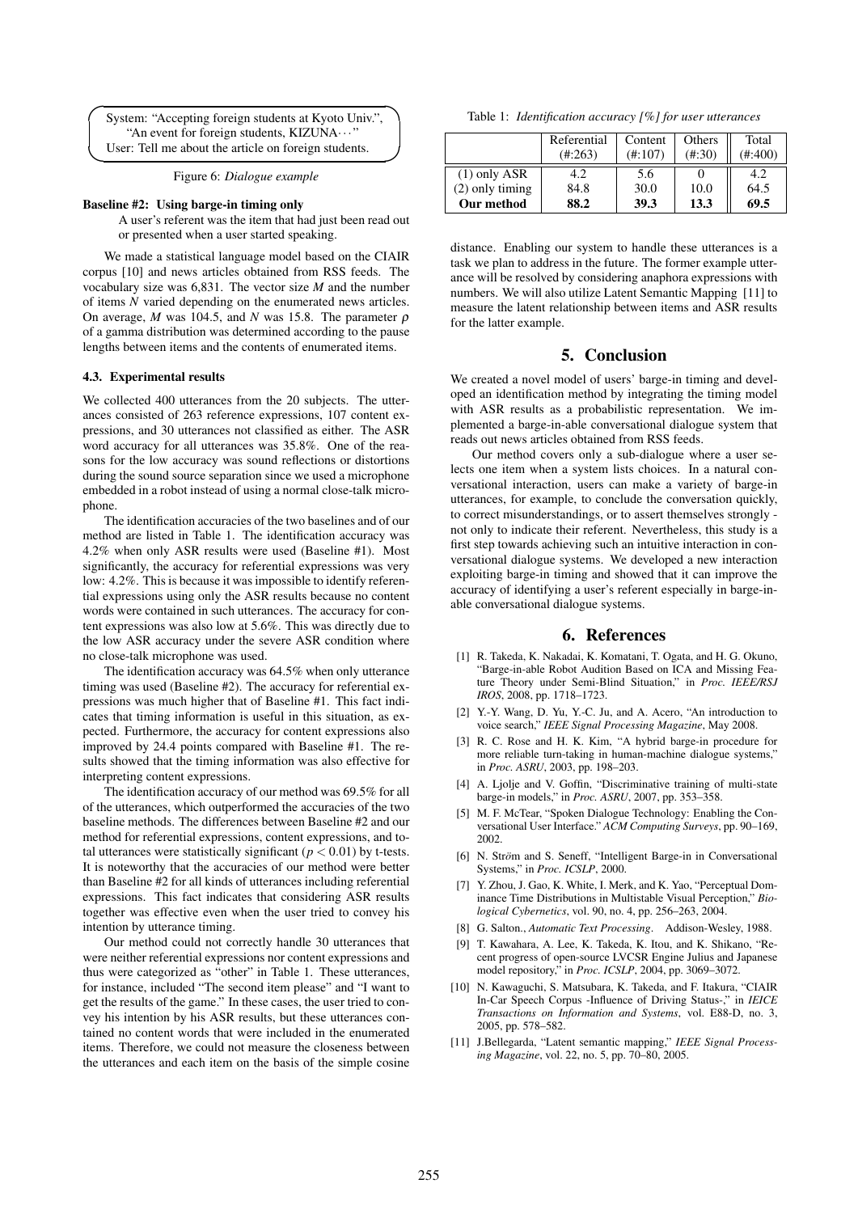System: "Accepting foreign students at Kyoto Univ.",
"An event for foreign students, KIZUNA···"
User: Tell me about the article on foreign students.

Figure 6: *Dialogue example*

**Baseline #2: Using barge-in timing only**

A user's referent was the item that had just been read out or presented when a user started speaking.

We made a statistical language model based on the CIAIR corpus [10] and news articles obtained from RSS feeds. The vocabulary size was 6,831. The vector size $M$ and the number of items $N$ varied depending on the enumerated news articles. On average, $M$ was 104.5, and $N$ was 15.8. The parameter $\rho$ of a gamma distribution was determined according to the pause lengths between items and the contents of enumerated items.

### 4.3. Experimental results

We collected 400 utterances from the 20 subjects. The utterances consisted of 263 reference expressions, 107 content expressions, and 30 utterances not classified as either. The ASR word accuracy for all utterances was 35.8%. One of the reasons for the low accuracy was sound reflections or distortions during the sound source separation since we used a microphone embedded in a robot instead of using a normal close-talk microphone.

The identification accuracies of the two baselines and of our method are listed in Table 1. The identification accuracy was 4.2% when only ASR results were used (Baseline #1). Most significantly, the accuracy for referential expressions was very low: 4.2%. This is because it was impossible to identify referential expressions using only the ASR results because no content words were contained in such utterances. The accuracy for content expressions was also low at 5.6%. This was directly due to the low ASR accuracy under the severe ASR condition where no close-talk microphone was used.

The identification accuracy was 64.5% when only utterance timing was used (Baseline #2). The accuracy for referential expressions was much higher that of Baseline #1. This fact indicates that timing information is useful in this situation, as expected. Furthermore, the accuracy for content expressions also improved by 24.4 points compared with Baseline #1. The results showed that the timing information was also effective for interpreting content expressions.

The identification accuracy of our method was 69.5% for all of the utterances, which outperformed the accuracies of the two baseline methods. The differences between Baseline #2 and our method for referential expressions, content expressions, and total utterances were statistically significant ($p < 0.01$) by t-tests. It is noteworthy that the accuracies of our method were better than Baseline #2 for all kinds of utterances including referential expressions. This fact indicates that considering ASR results together was effective even when the user tried to convey his intention by utterance timing.

Our method could not correctly handle 30 utterances that were neither referential expressions nor content expressions and thus were categorized as "other" in Table 1. These utterances, for instance, included "The second item please" and "I want to get the results of the game." In these cases, the user tried to convey his intention by his ASR results, but these utterances contained no content words that were included in the enumerated items. Therefore, we could not measure the closeness between the utterances and each item on the basis of the simple cosine distance. Enabling our system to handle these utterances is a task we plan to address in the future. The former example utterance will be resolved by considering anaphora expressions with numbers. We will also utilize Latent Semantic Mapping [11] to measure the latent relationship between items and ASR results for the latter example.

Table 1: *Identification accuracy [%] for user utterances*

| | Referential (#:263) | Content (#:107) | Others (#:30) | Total (#:400) |
|---|---|---|---|---|
| (1) only ASR | 4.2 | 5.6 | 0 | 4.2 |
| (2) only timing | 84.8 | 30.0 | 10.0 | 64.5 |
| **Our method** | **88.2** | **39.3** | **13.3** | **69.5** |

## 5. Conclusion

We created a novel model of users' barge-in timing and developed an identification method by integrating the timing model with ASR results as a probabilistic representation. We implemented a barge-in-able conversational dialogue system that reads out news articles obtained from RSS feeds.

Our method covers only a sub-dialogue where a user selects one item when a system lists choices. In a natural conversational interaction, users can make a variety of barge-in utterances, for example, to conclude the conversation quickly, to correct misunderstandings, or to assert themselves strongly - not only to indicate their referent. Nevertheless, this study is a first step towards achieving such an intuitive interaction in conversational dialogue systems. We developed a new interaction exploiting barge-in timing and showed that it can improve the accuracy of identifying a user's referent especially in barge-in-able conversational dialogue systems.

## 6. References

[1] R. Takeda, K. Nakadai, K. Komatani, T. Ogata, and H. G. Okuno, "Barge-in-able Robot Audition Based on ICA and Missing Feature Theory under Semi-Blind Situation," in *Proc. IEEE/RSJ IROS*, 2008, pp. 1718–1723.

[2] Y.-Y. Wang, D. Yu, Y.-C. Ju, and A. Acero, "An introduction to voice search," *IEEE Signal Processing Magazine*, May 2008.

[3] R. C. Rose and H. K. Kim, "A hybrid barge-in procedure for more reliable turn-taking in human-machine dialogue systems," in *Proc. ASRU*, 2003, pp. 198–203.

[4] A. Ljolje and V. Goffin, "Discriminative training of multi-state barge-in models," in *Proc. ASRU*, 2007, pp. 353–358.

[5] M. F. McTear, "Spoken Dialogue Technology: Enabling the Conversational User Interface." *ACM Computing Surveys*, pp. 90–169, 2002.

[6] N. Ström and S. Seneff, "Intelligent Barge-in in Conversational Systems," in *Proc. ICSLP*, 2000.

[7] Y. Zhou, J. Gao, K. White, I. Merk, and K. Yao, "Perceptual Dominance Time Distributions in Multistable Visual Perception," *Biological Cybernetics*, vol. 90, no. 4, pp. 256–263, 2004.

[8] G. Salton., *Automatic Text Processing*. Addison-Wesley, 1988.

[9] T. Kawahara, A. Lee, K. Takeda, K. Itou, and K. Shikano, "Recent progress of open-source LVCSR Engine Julius and Japanese model repository," in *Proc. ICSLP*, 2004, pp. 3069–3072.

[10] N. Kawaguchi, S. Matsubara, K. Takeda, and F. Itakura, "CIAIR In-Car Speech Corpus -Influence of Driving Status-," in *IEICE Transactions on Information and Systems*, vol. E88-D, no. 3, 2005, pp. 578–582.

[11] J.Bellegarda, "Latent semantic mapping," *IEEE Signal Processing Magazine*, vol. 22, no. 5, pp. 70–80, 2005.